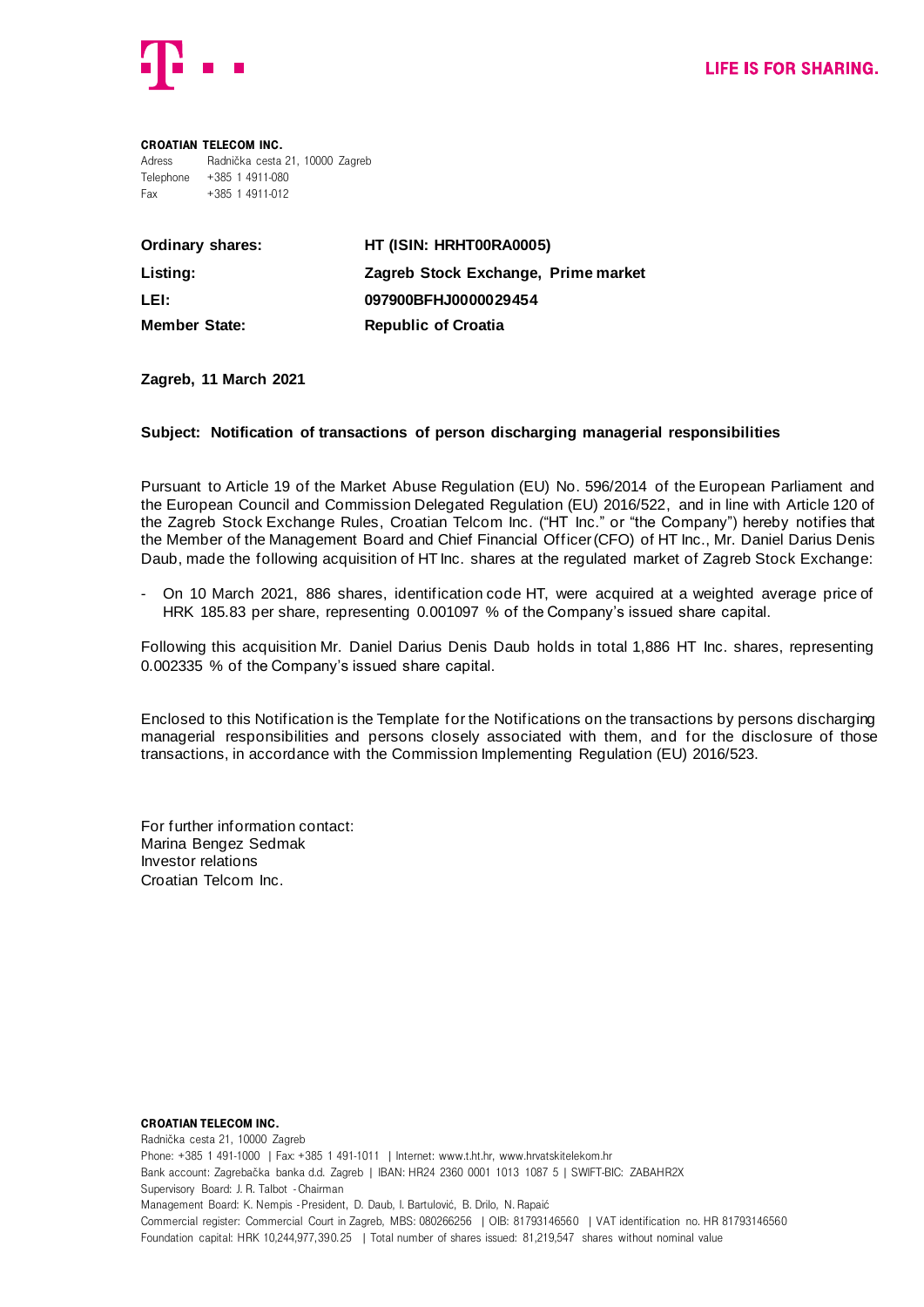LIFE IS FOR SHARING.

**CROATIAN TELECOM INC.**
Adress Radnička cesta 21, 10000 Zagreb
Telephone +385 1 4911-080
Fax +385 1 4911-012

| | |
|---|---|
| **Ordinary shares:** | **HT (ISIN: HRHT00RA0005)** |
| **Listing:** | **Zagreb Stock Exchange, Prime market** |
| **LEI:** | **097900BFHJ0000029454** |
| **Member State:** | **Republic of Croatia** |

**Zagreb, 11 March 2021**

**Subject: Notification of transactions of person discharging managerial responsibilities**

Pursuant to Article 19 of the Market Abuse Regulation (EU) No. 596/2014 of the European Parliament and the European Council and Commission Delegated Regulation (EU) 2016/522, and in line with Article 120 of the Zagreb Stock Exchange Rules, Croatian Telcom Inc. ("HT Inc." or "the Company") hereby notifies that the Member of the Management Board and Chief Financial Officer (CFO) of HT Inc., Mr. Daniel Darius Denis Daub, made the following acquisition of HT Inc. shares at the regulated market of Zagreb Stock Exchange:

- On 10 March 2021, 886 shares, identification code HT, were acquired at a weighted average price of HRK 185.83 per share, representing 0.001097 % of the Company's issued share capital.

Following this acquisition Mr. Daniel Darius Denis Daub holds in total 1,886 HT Inc. shares, representing 0.002335 % of the Company's issued share capital.

Enclosed to this Notification is the Template for the Notifications on the transactions by persons discharging managerial responsibilities and persons closely associated with them, and for the disclosure of those transactions, in accordance with the Commission Implementing Regulation (EU) 2016/523.

For further information contact:
Marina Bengez Sedmak
Investor relations
Croatian Telcom Inc.

**CROATIAN TELECOM INC.**
Radnička cesta 21, 10000 Zagreb
Phone: +385 1 491-1000 | Fax: +385 1 491-1011 | Internet: www.t.ht.hr, www.hrvatskitelekom.hr
Bank account: Zagrebačka banka d.d. Zagreb | IBAN: HR24 2360 0001 1013 1087 5 | SWIFT-BIC: ZABAHR2X
Supervisory Board: J. R. Talbot - Chairman
Management Board: K. Nempis - President, D. Daub, I. Bartulović, B. Drilo, N. Rapaić
Commercial register: Commercial Court in Zagreb, MBS: 080266256 | OIB: 81793146560 | VAT identification no. HR 81793146560
Foundation capital: HRK 10,244,977,390.25 | Total number of shares issued: 81,219,547 shares without nominal value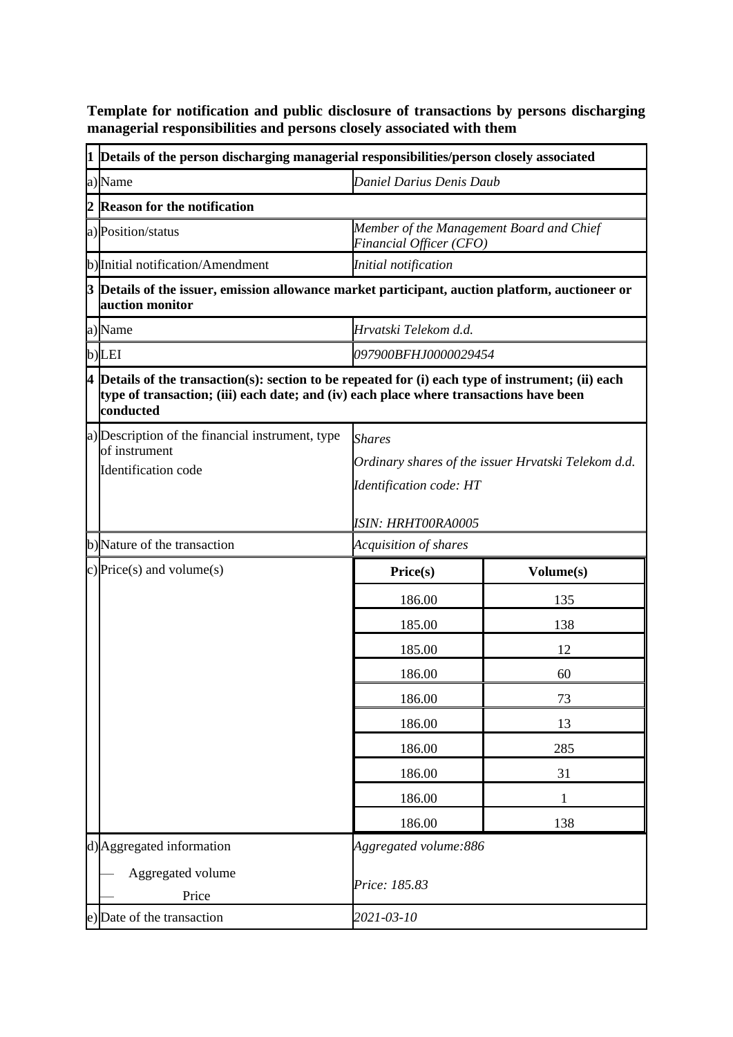**Template for notification and public disclosure of transactions by persons discharging managerial responsibilities and persons closely associated with them**

| | | | |
|---|---|---|---|
| **1** | **Details of the person discharging managerial responsibilities/person closely associated** | | |
| a) | Name | *Daniel Darius Denis Daub* | |
| **2** | **Reason for the notification** | | |
| a) | Position/status | *Member of the Management Board and Chief Financial Officer (CFO)* | |
| b) | Initial notification/Amendment | *Initial notification* | |
| **3** | **Details of the issuer, emission allowance market participant, auction platform, auctioneer or auction monitor** | | |
| a) | Name | *Hrvatski Telekom d.d.* | |
| b) | LEI | *097900BFHJ0000029454* | |
| **4** | **Details of the transaction(s): section to be repeated for (i) each type of instrument; (ii) each type of transaction; (iii) each date; and (iv) each place where transactions have been conducted** | | |
| a) | Description of the financial instrument, type of instrument<br>Identification code | *Shares*<br>*Ordinary shares of the issuer Hrvatski Telekom d.d.*<br>*Identification code: HT*<br>*ISIN: HRHT00RA0005* | |
| b) | Nature of the transaction | *Acquisition of shares* | |
| c) | Price(s) and volume(s) | **Price(s)** | **Volume(s)** |
| | | 186.00 | 135 |
| | | 185.00 | 138 |
| | | 185.00 | 12 |
| | | 186.00 | 60 |
| | | 186.00 | 73 |
| | | 186.00 | 13 |
| | | 186.00 | 285 |
| | | 186.00 | 31 |
| | | 186.00 | 1 |
| | | 186.00 | 138 |
| d) | Aggregated information<br>— Aggregated volume<br>— Price | *Aggregated volume:886*<br>*Price: 185.83* | |
| e) | Date of the transaction | *2021-03-10* | |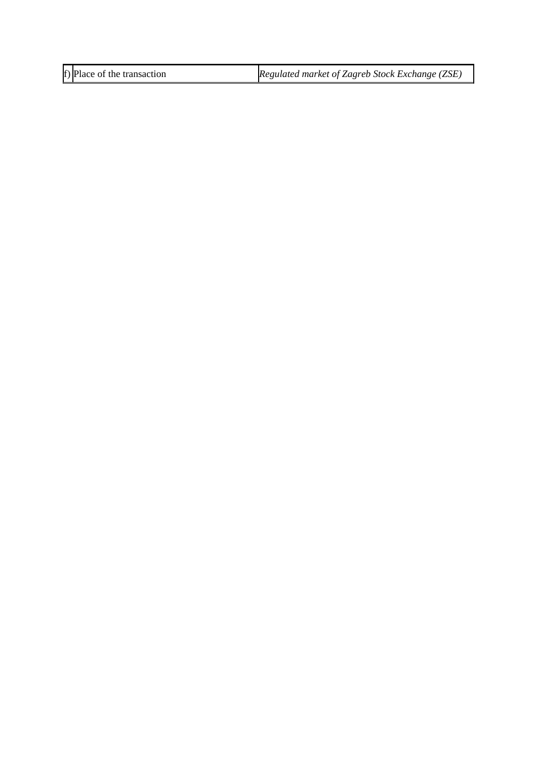| | | |
|---|---|---|
| f) | Place of the transaction | *Regulated market of Zagreb Stock Exchange (ZSE)* |